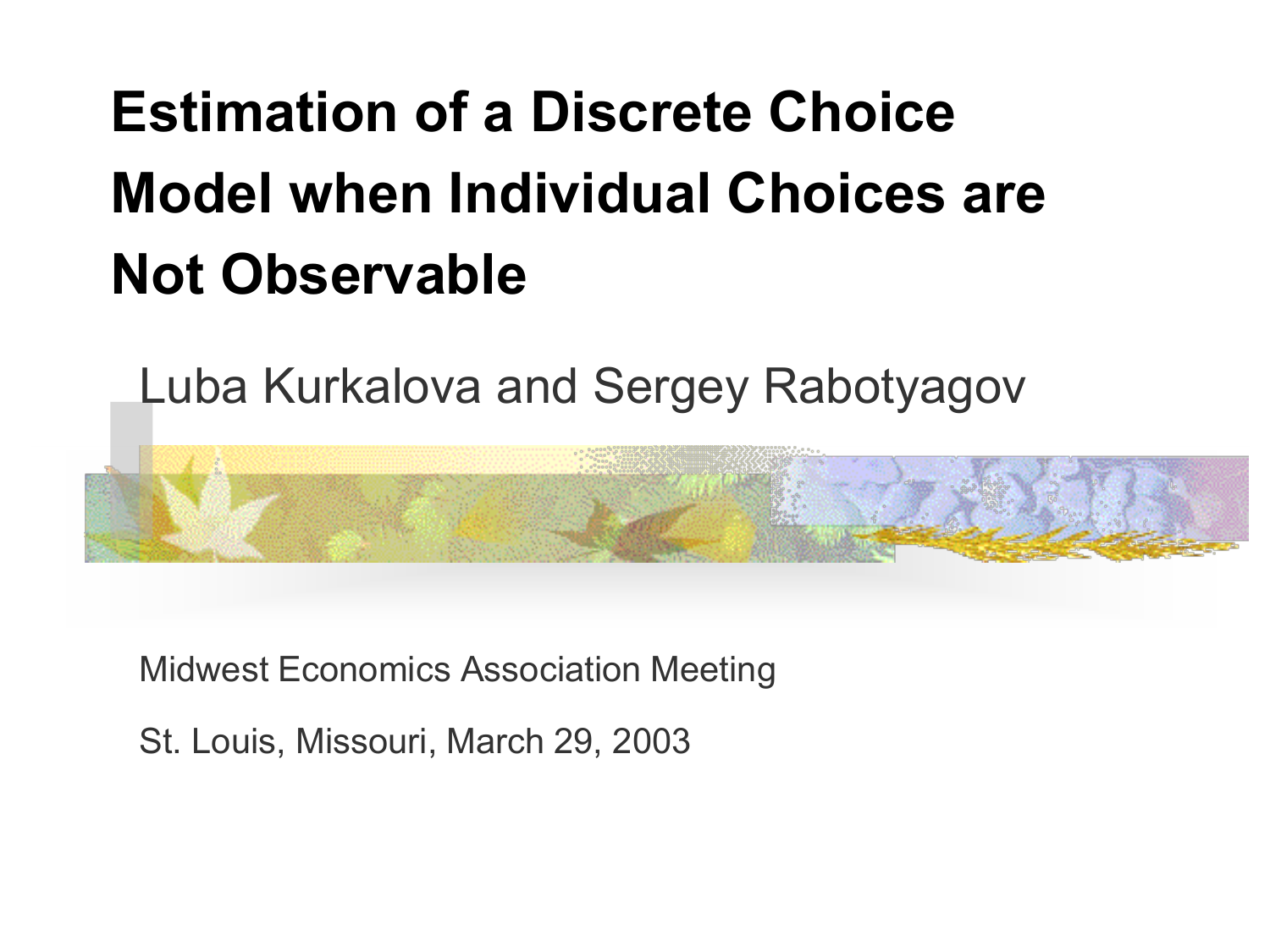# Estimation of a Discrete Choice Model when Individual Choices are Not Observable

Luba Kurkalova and Sergey Rabotyagov

Midwest Economics Association Meeting

St. Louis, Missouri, March 29, 2003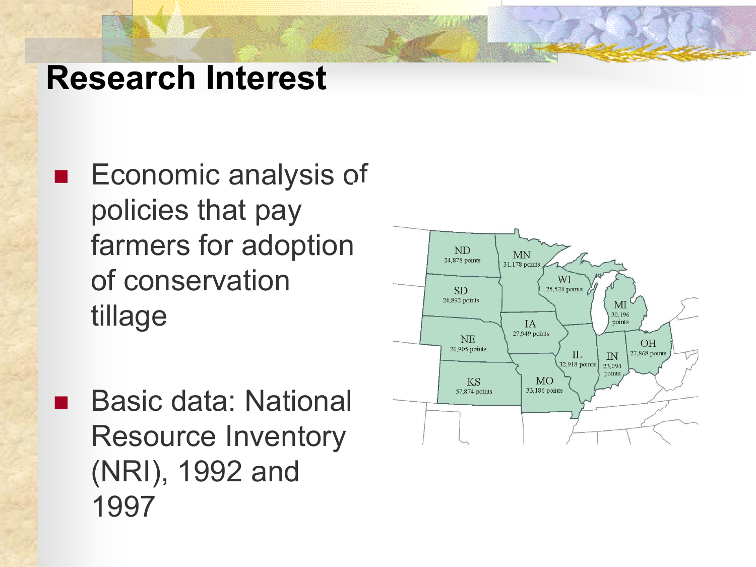# Research Interest

- Economic analysis of policies that pay farmers for adoption of conservation tillage

- Basic data: National Resource Inventory (NRI), 1992 and 1997

ND 24,878 points
MN 31,178 points
SD 24,892 points
WI 25,524 points
MI 30,196 points
IA 27,949 points
NE 26,905 points
IL 32,918 points
IN 23,094 points
OH 27,868 points
KS 57,874 points
MO 33,186 points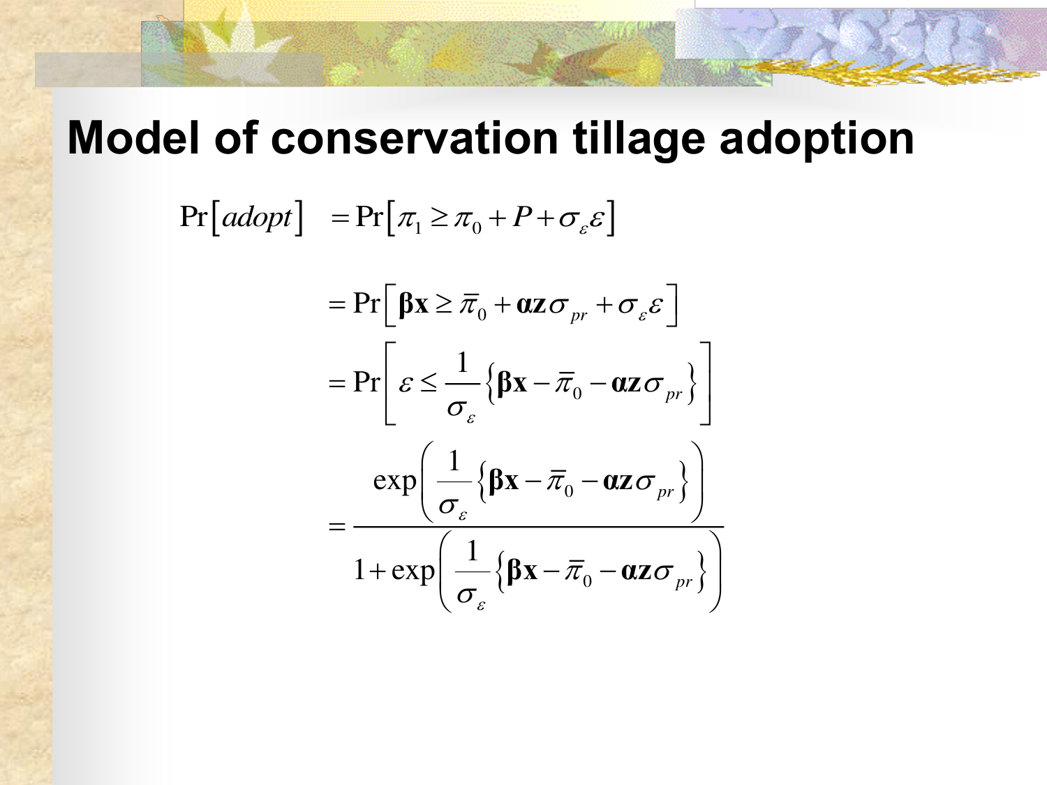# Model of conservation tillage adoption

$$
\begin{aligned}
\Pr\left[adopt\right] &= \Pr\left[\pi_1 \geq \pi_0 + P + \sigma_\varepsilon \varepsilon\right] \\
&= \Pr\left[\boldsymbol{\beta}\mathbf{x} \geq \bar{\pi}_0 + \boldsymbol{\alpha}\mathbf{z}\sigma_{pr} + \sigma_\varepsilon \varepsilon\right] \\
&= \Pr\left[\varepsilon \leq \frac{1}{\sigma_\varepsilon}\left\{\boldsymbol{\beta}\mathbf{x} - \bar{\pi}_0 - \boldsymbol{\alpha}\mathbf{z}\sigma_{pr}\right\}\right] \\
&= \frac{\exp\left(\dfrac{1}{\sigma_\varepsilon}\left\{\boldsymbol{\beta}\mathbf{x} - \bar{\pi}_0 - \boldsymbol{\alpha}\mathbf{z}\sigma_{pr}\right\}\right)}{1 + \exp\left(\dfrac{1}{\sigma_\varepsilon}\left\{\boldsymbol{\beta}\mathbf{x} - \bar{\pi}_0 - \boldsymbol{\alpha}\mathbf{z}\sigma_{pr}\right\}\right)}
\end{aligned}
$$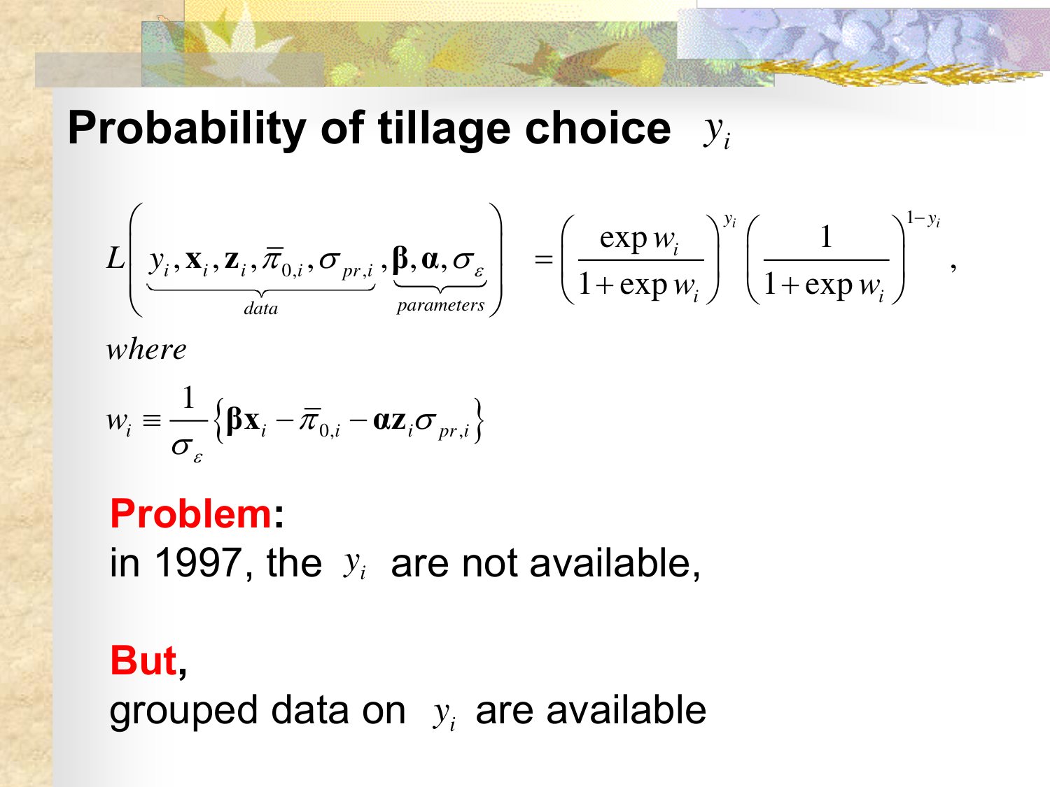# Probability of tillage choice $y_i$

$$L\left(\underbrace{y_i, \mathbf{x}_i, \mathbf{z}_i, \bar{\pi}_{0,i}, \sigma_{pr,i}}_{data}, \underbrace{\boldsymbol{\beta}, \boldsymbol{\alpha}, \sigma_{\varepsilon}}_{parameters}\right) = \left(\frac{\exp w_i}{1+\exp w_i}\right)^{y_i} \left(\frac{1}{1+\exp w_i}\right)^{1-y_i},$$

*where*

$$w_i \equiv \frac{1}{\sigma_{\varepsilon}} \left\{ \boldsymbol{\beta}\mathbf{x}_i - \bar{\pi}_{0,i} - \boldsymbol{\alpha}\mathbf{z}_i \sigma_{pr,i} \right\}$$

**Problem:**
in 1997, the $y_i$ are not available,

**But,**
grouped data on $y_i$ are available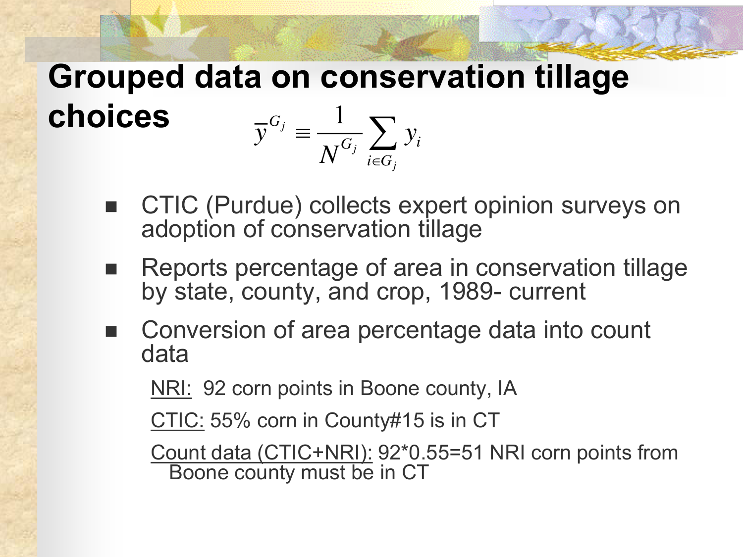# Grouped data on conservation tillage choices

$$\bar{y}^{G_j} \equiv \frac{1}{N^{G_j}} \sum_{i \in G_j} y_i$$

- CTIC (Purdue) collects expert opinion surveys on adoption of conservation tillage
- Reports percentage of area in conservation tillage by state, county, and crop, 1989- current
- Conversion of area percentage data into count data

  NRI: 92 corn points in Boone county, IA

  CTIC: 55% corn in County#15 is in CT

  Count data (CTIC+NRI): 92*0.55=51 NRI corn points from Boone county must be in CT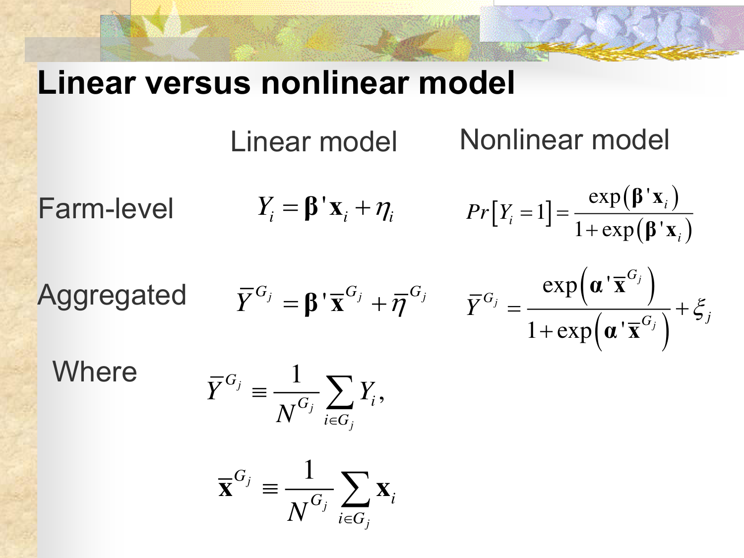# Linear versus nonlinear model

| | Linear model | Nonlinear model |
|---|---|---|
| Farm-level | $Y_i = \boldsymbol{\beta}'\mathbf{x}_i + \eta_i$ | $Pr\left[Y_i = 1\right] = \dfrac{\exp\left(\boldsymbol{\beta}'\mathbf{x}_i\right)}{1+\exp\left(\boldsymbol{\beta}'\mathbf{x}_i\right)}$ |
| Aggregated | $\bar{Y}^{G_j} = \boldsymbol{\beta}'\bar{\mathbf{x}}^{G_j} + \bar{\eta}^{G_j}$ | $\bar{Y}^{G_j} = \dfrac{\exp\left(\boldsymbol{\alpha}'\bar{\mathbf{x}}^{G_j}\right)}{1+\exp\left(\boldsymbol{\alpha}'\bar{\mathbf{x}}^{G_j}\right)} + \xi_j$ |

Where

$$\bar{Y}^{G_j} \equiv \frac{1}{N^{G_j}} \sum_{i \in G_j} Y_i,$$

$$\bar{\mathbf{x}}^{G_j} \equiv \frac{1}{N^{G_j}} \sum_{i \in G_j} \mathbf{x}_i$$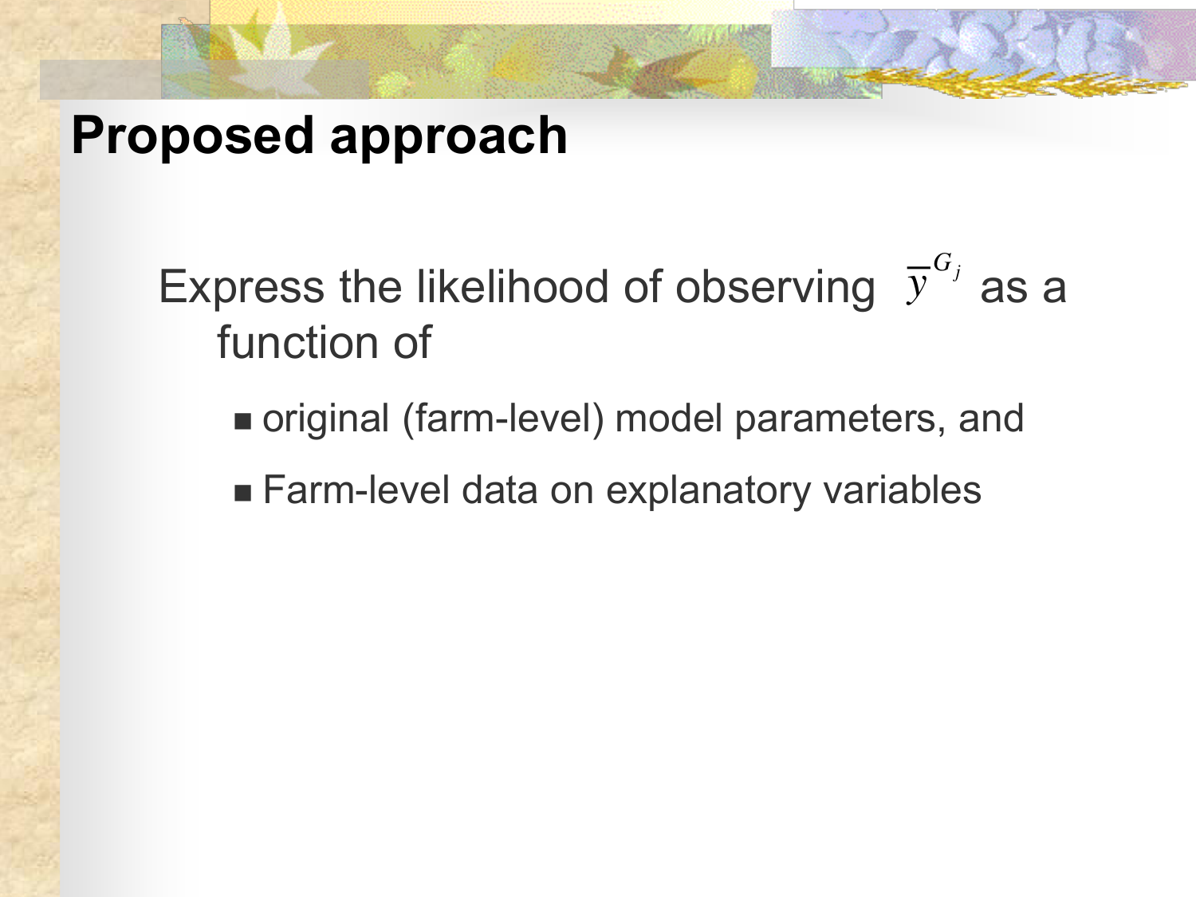# Proposed approach

Express the likelihood of observing $\overline{y}^{G_j}$ as a function of

- original (farm-level) model parameters, and
- Farm-level data on explanatory variables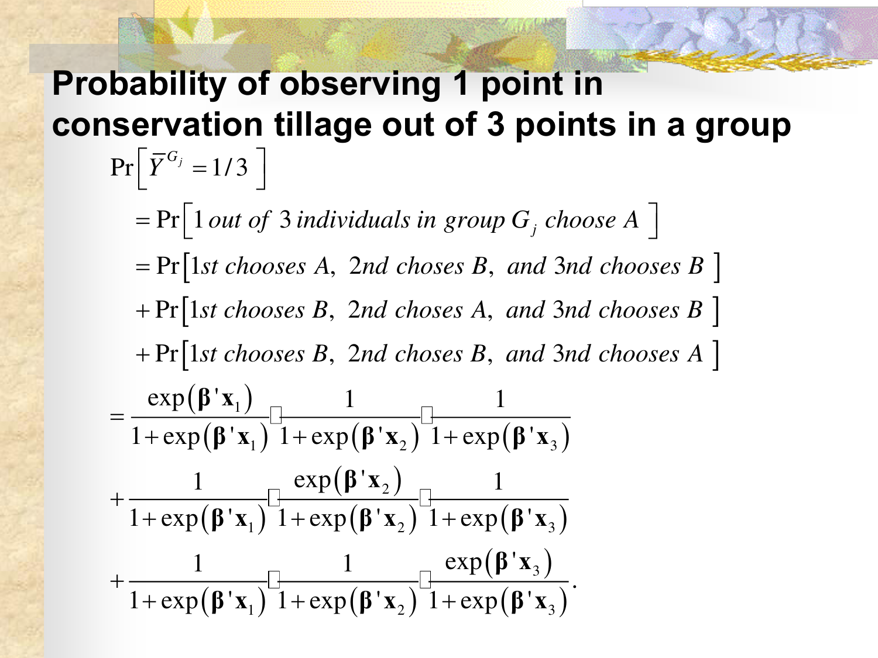# Probability of observing 1 point in conservation tillage out of 3 points in a group

$$
\begin{aligned}
&\Pr\left[\bar{Y}^{G_j} = 1/3\right] \\
&= \Pr\left[1 \textit{ out of } 3 \textit{ individuals in group } G_j \textit{ choose } A\right] \\
&= \Pr\left[1st \textit{ chooses } A,\ 2nd \textit{ choses } B,\ \textit{and } 3nd \textit{ chooses } B\right] \\
&+ \Pr\left[1st \textit{ chooses } B,\ 2nd \textit{ choses } A,\ \textit{and } 3nd \textit{ chooses } B\right] \\
&+ \Pr\left[1st \textit{ chooses } B,\ 2nd \textit{ choses } B,\ \textit{and } 3nd \textit{ chooses } A\right]
\end{aligned}
$$

$$
\begin{aligned}
&= \frac{\exp(\boldsymbol{\beta}'\mathbf{x}_1)}{1+\exp(\boldsymbol{\beta}'\mathbf{x}_1)} \cdot \frac{1}{1+\exp(\boldsymbol{\beta}'\mathbf{x}_2)} \cdot \frac{1}{1+\exp(\boldsymbol{\beta}'\mathbf{x}_3)} \\
&+ \frac{1}{1+\exp(\boldsymbol{\beta}'\mathbf{x}_1)} \cdot \frac{\exp(\boldsymbol{\beta}'\mathbf{x}_2)}{1+\exp(\boldsymbol{\beta}'\mathbf{x}_2)} \cdot \frac{1}{1+\exp(\boldsymbol{\beta}'\mathbf{x}_3)} \\
&+ \frac{1}{1+\exp(\boldsymbol{\beta}'\mathbf{x}_1)} \cdot \frac{1}{1+\exp(\boldsymbol{\beta}'\mathbf{x}_2)} \cdot \frac{\exp(\boldsymbol{\beta}'\mathbf{x}_3)}{1+\exp(\boldsymbol{\beta}'\mathbf{x}_3)}.
\end{aligned}
$$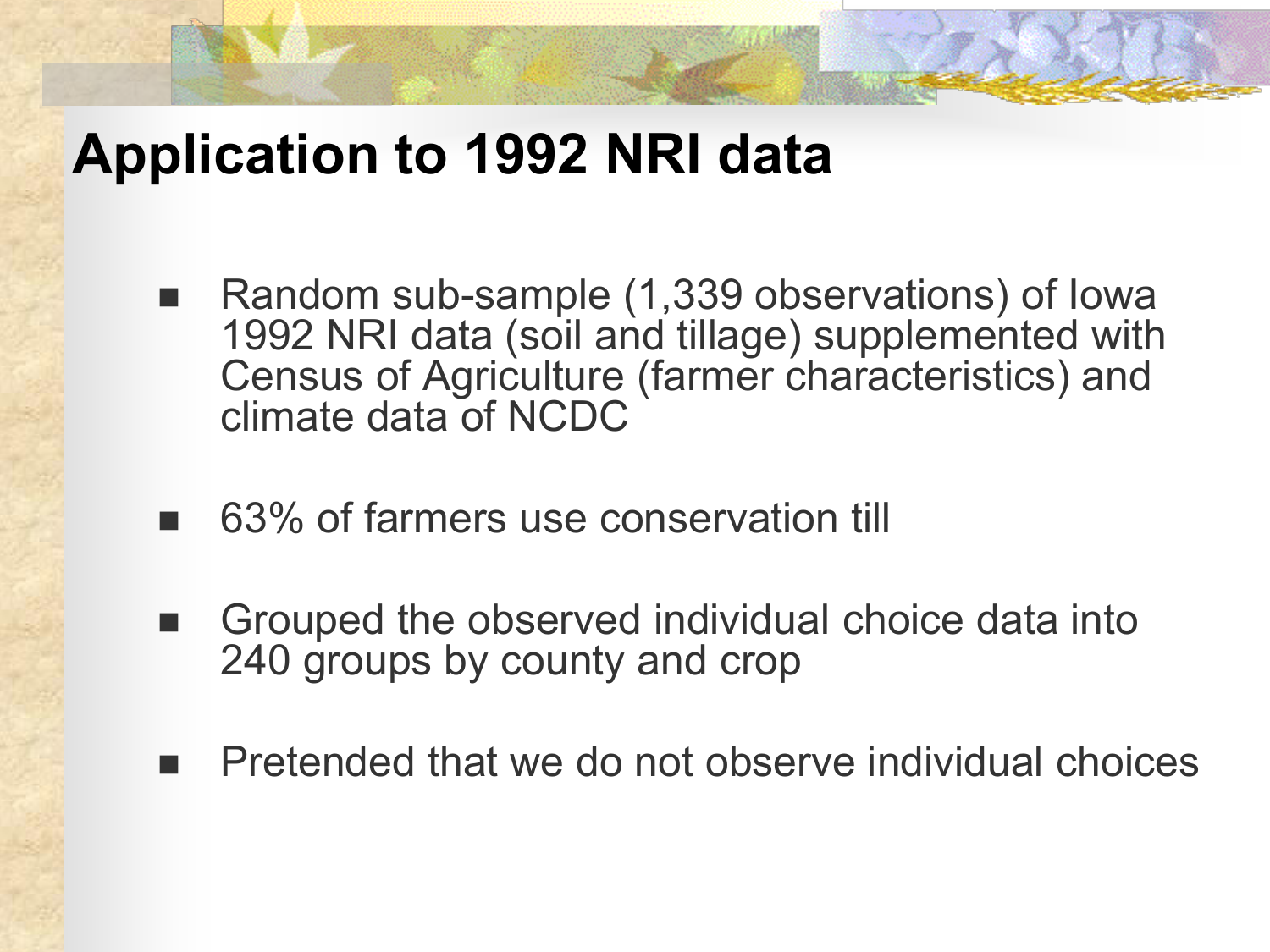# Application to 1992 NRI data

- Random sub-sample (1,339 observations) of Iowa 1992 NRI data (soil and tillage) supplemented with Census of Agriculture (farmer characteristics) and climate data of NCDC
- 63% of farmers use conservation till
- Grouped the observed individual choice data into 240 groups by county and crop
- Pretended that we do not observe individual choices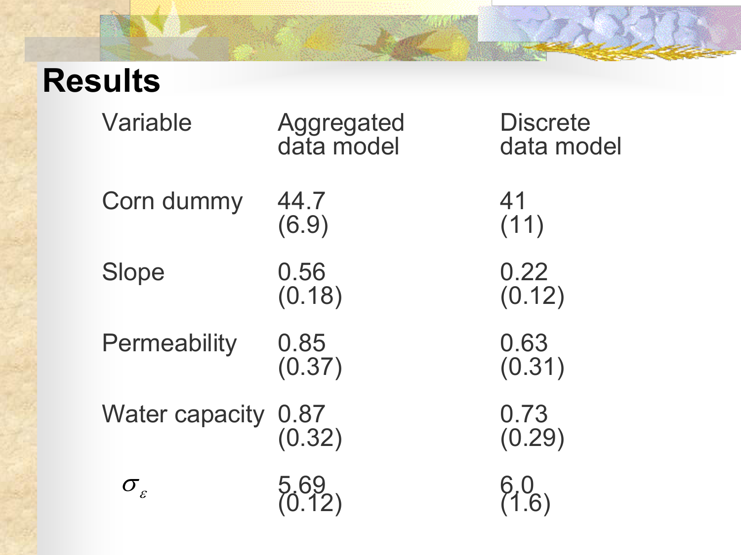# Results

| Variable | Aggregated data model | Discrete data model |
|---|---|---|
| Corn dummy | 44.7 (6.9) | 41 (11) |
| Slope | 0.56 (0.18) | 0.22 (0.12) |
| Permeability | 0.85 (0.37) | 0.63 (0.31) |
| Water capacity | 0.87 (0.32) | 0.73 (0.29) |
| $\sigma_{\varepsilon}$ | 5.69 (0.12) | 6.0 (1.6) |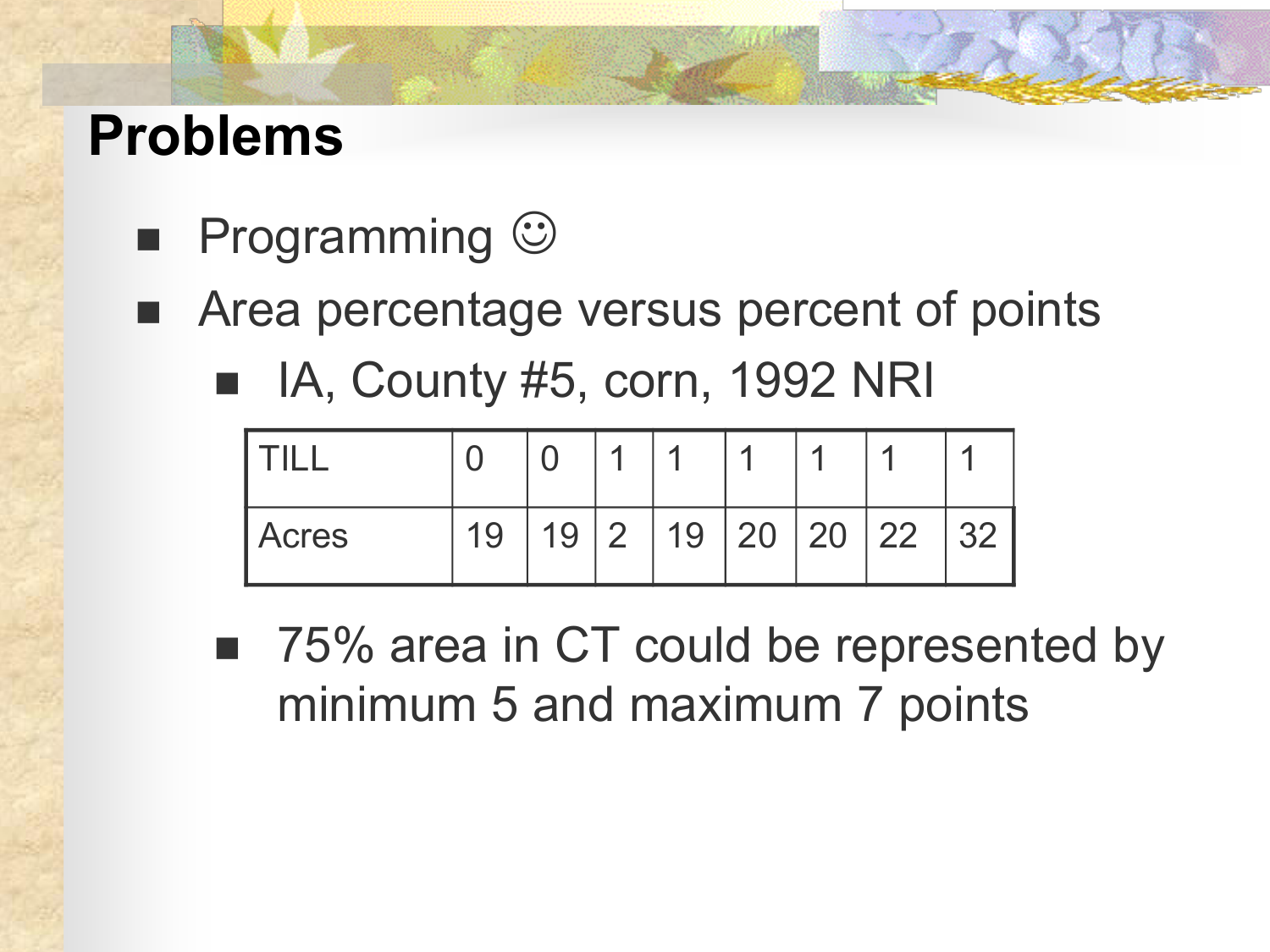# Problems

- Programming ☺
- Area percentage versus percent of points
  - IA, County #5, corn, 1992 NRI

| TILL | 0 | 0 | 1 | 1 | 1 | 1 | 1 | 1 |
|---|---|---|---|---|---|---|---|---|
| Acres | 19 | 19 | 2 | 19 | 20 | 20 | 22 | 32 |

  - 75% area in CT could be represented by minimum 5 and maximum 7 points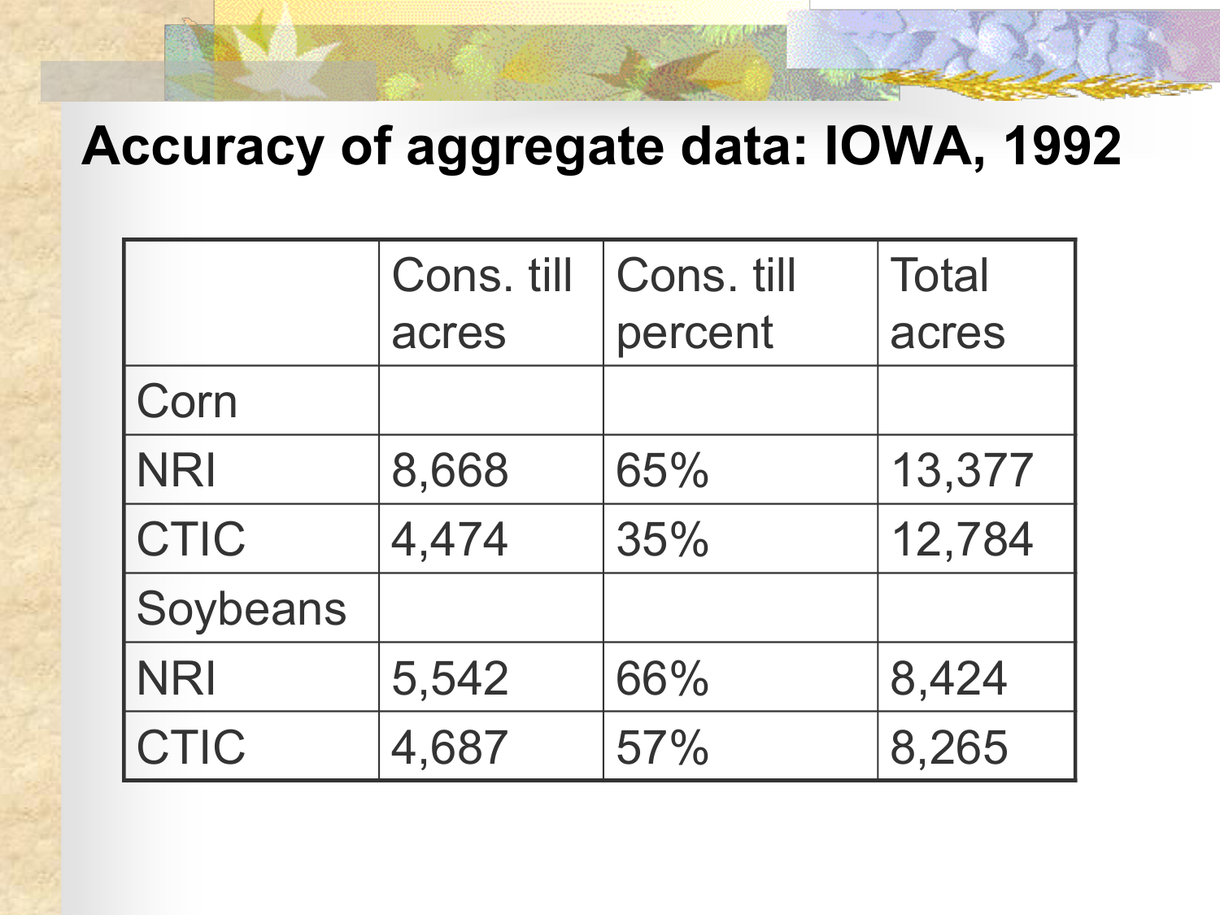# Accuracy of aggregate data: IOWA, 1992

| | Cons. till acres | Cons. till percent | Total acres |
|---|---|---|---|
| Corn | | | |
| NRI | 8,668 | 65% | 13,377 |
| CTIC | 4,474 | 35% | 12,784 |
| Soybeans | | | |
| NRI | 5,542 | 66% | 8,424 |
| CTIC | 4,687 | 57% | 8,265 |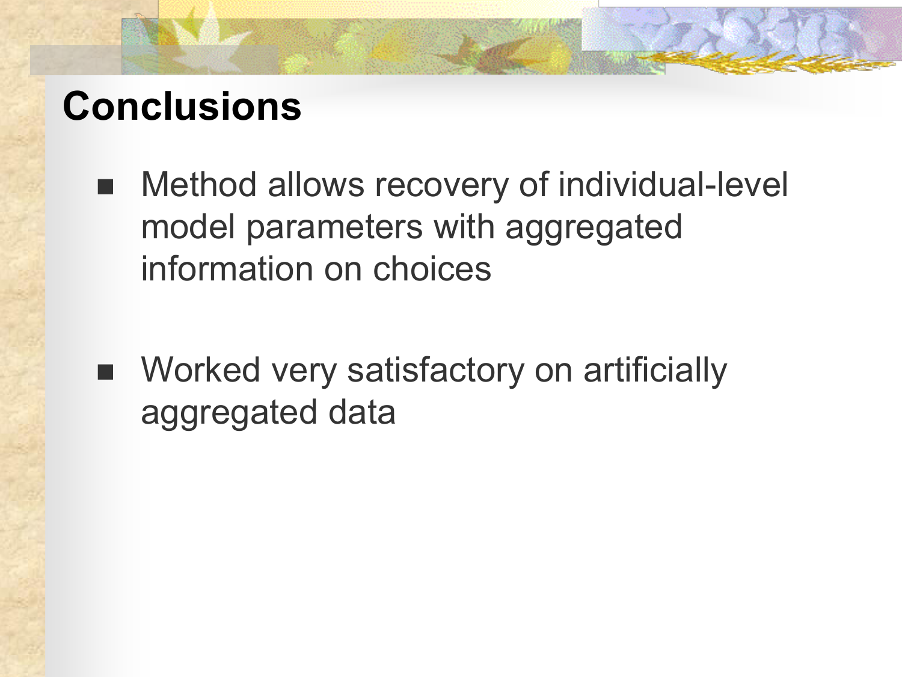# Conclusions

- Method allows recovery of individual-level model parameters with aggregated information on choices

- Worked very satisfactory on artificially aggregated data